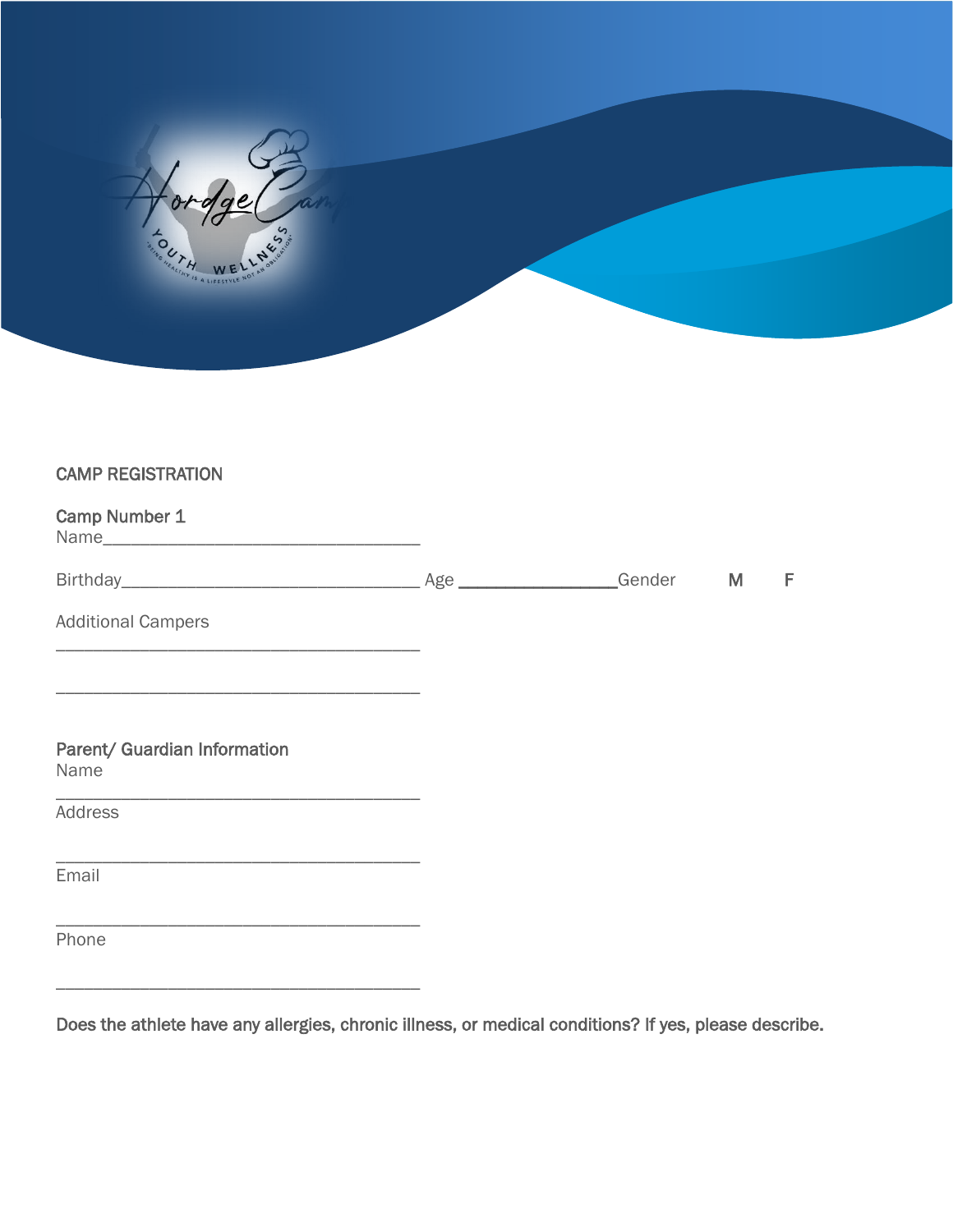CAMP REGISTRATION

**Camp Number 1**

Name___________________________________

Birthday_________________________________ Age __________________Gender M F

Additional Campers

_________________________________________

_________________________________________

**Parent/ Guardian Information**

Name

_________________________________________

Address

_________________________________________

Email

_________________________________________

Phone

_________________________________________

Does the athlete have any allergies, chronic illness, or medical conditions? If yes, please describe.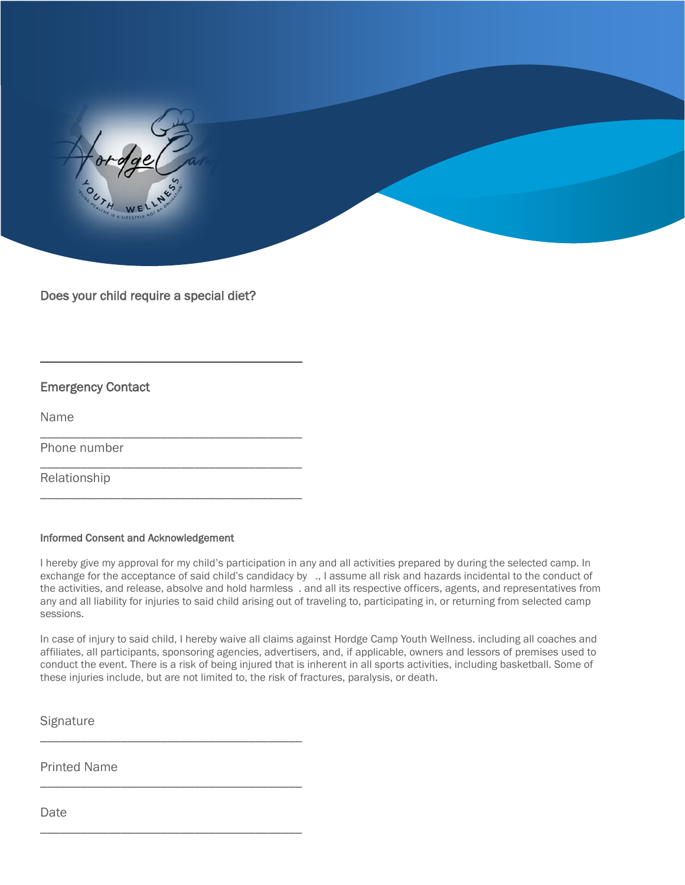Does your child require a special diet?

\_\_\_\_\_\_\_\_\_\_\_\_\_\_\_\_\_\_\_\_\_\_\_\_\_\_\_\_\_\_\_\_\_\_\_\_\_\_\_\_

Emergency Contact

Name

\_\_\_\_\_\_\_\_\_\_\_\_\_\_\_\_\_\_\_\_\_\_\_\_\_\_\_\_\_\_\_\_\_\_\_\_\_\_\_\_

Phone number

\_\_\_\_\_\_\_\_\_\_\_\_\_\_\_\_\_\_\_\_\_\_\_\_\_\_\_\_\_\_\_\_\_\_\_\_\_\_\_\_

Relationship

\_\_\_\_\_\_\_\_\_\_\_\_\_\_\_\_\_\_\_\_\_\_\_\_\_\_\_\_\_\_\_\_\_\_\_\_\_\_\_\_

Informed Consent and Acknowledgement

I hereby give my approval for my child's participation in any and all activities prepared by during the selected camp. In exchange for the acceptance of said child's candidacy by ., I assume all risk and hazards incidental to the conduct of the activities, and release, absolve and hold harmless . and all its respective officers, agents, and representatives from any and all liability for injuries to said child arising out of traveling to, participating in, or returning from selected camp sessions.

In case of injury to said child, I hereby waive all claims against Hordge Camp Youth Wellness. including all coaches and affiliates, all participants, sponsoring agencies, advertisers, and, if applicable, owners and lessors of premises used to conduct the event. There is a risk of being injured that is inherent in all sports activities, including basketball. Some of these injuries include, but are not limited to, the risk of fractures, paralysis, or death.

Signature

\_\_\_\_\_\_\_\_\_\_\_\_\_\_\_\_\_\_\_\_\_\_\_\_\_\_\_\_\_\_\_\_\_\_\_\_\_\_\_\_

Printed Name

\_\_\_\_\_\_\_\_\_\_\_\_\_\_\_\_\_\_\_\_\_\_\_\_\_\_\_\_\_\_\_\_\_\_\_\_\_\_\_\_

Date

\_\_\_\_\_\_\_\_\_\_\_\_\_\_\_\_\_\_\_\_\_\_\_\_\_\_\_\_\_\_\_\_\_\_\_\_\_\_\_\_